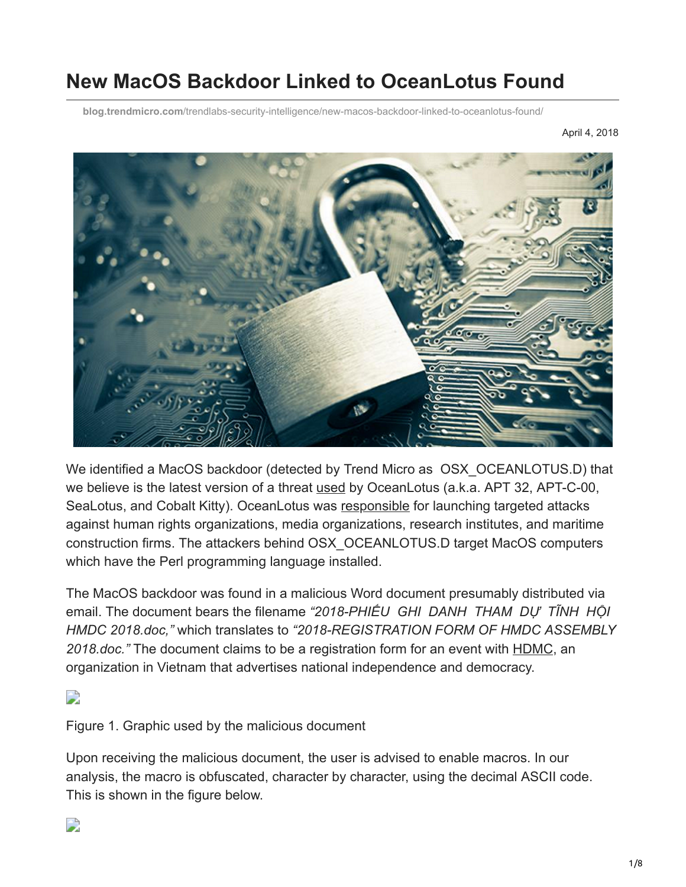# New MacOS Backdoor Linked to OceanLotus Found

blog.trendmicro.com/trendlabs-security-intelligence/new-macos-backdoor-linked-to-oceanlotus-found/

April 4, 2018

We identified a MacOS backdoor (detected by Trend Micro as OSX_OCEANLOTUS.D) that we believe is the latest version of a threat used by OceanLotus (a.k.a. APT 32, APT-C-00, SeaLotus, and Cobalt Kitty). OceanLotus was responsible for launching targeted attacks against human rights organizations, media organizations, research institutes, and maritime construction firms. The attackers behind OSX_OCEANLOTUS.D target MacOS computers which have the Perl programming language installed.

The MacOS backdoor was found in a malicious Word document presumably distributed via email. The document bears the filename *"2018-PHIẾU GHI DANH THAM DỰ TĨNH HỘI HMDC 2018.doc,"* which translates to *"2018-REGISTRATION FORM OF HMDC ASSEMBLY 2018.doc."* The document claims to be a registration form for an event with HDMC, an organization in Vietnam that advertises national independence and democracy.

Figure 1. Graphic used by the malicious document

Upon receiving the malicious document, the user is advised to enable macros. In our analysis, the macro is obfuscated, character by character, using the decimal ASCII code. This is shown in the figure below.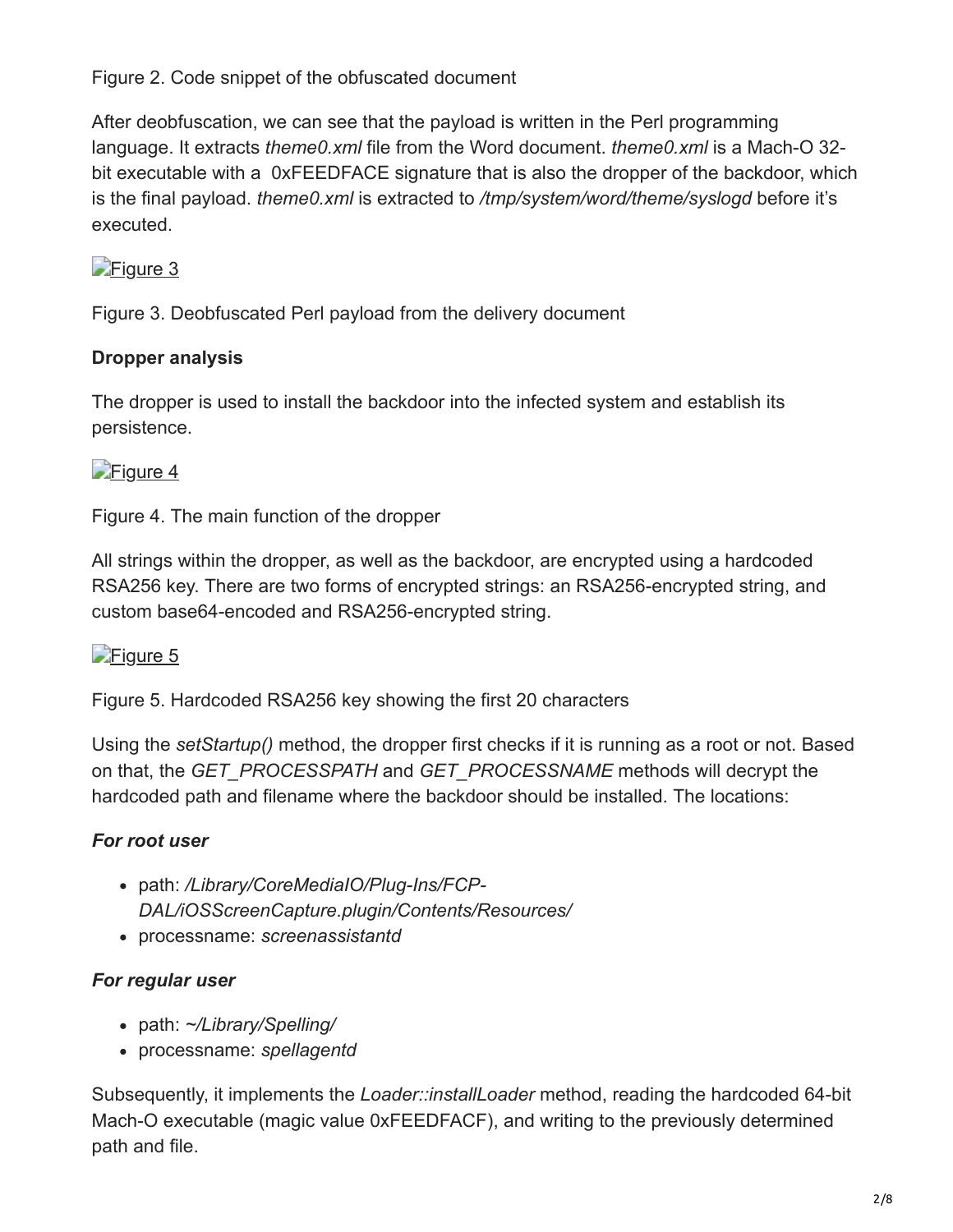Figure 2. Code snippet of the obfuscated document

After deobfuscation, we can see that the payload is written in the Perl programming language. It extracts *theme0.xml* file from the Word document. *theme0.xml* is a Mach-O 32-bit executable with a 0xFEEDFACE signature that is also the dropper of the backdoor, which is the final payload. *theme0.xml* is extracted to */tmp/system/word/theme/syslogd* before it's executed.

[Figure 3]

Figure 3. Deobfuscated Perl payload from the delivery document

**Dropper analysis**

The dropper is used to install the backdoor into the infected system and establish its persistence.

[Figure 4]

Figure 4. The main function of the dropper

All strings within the dropper, as well as the backdoor, are encrypted using a hardcoded RSA256 key. There are two forms of encrypted strings: an RSA256-encrypted string, and custom base64-encoded and RSA256-encrypted string.

[Figure 5]

Figure 5. Hardcoded RSA256 key showing the first 20 characters

Using the *setStartup()* method, the dropper first checks if it is running as a root or not. Based on that, the *GET_PROCESSPATH* and *GET_PROCESSNAME* methods will decrypt the hardcoded path and filename where the backdoor should be installed. The locations:

***For root user***

- path: */Library/CoreMediaIO/Plug-Ins/FCP-DAL/iOSScreenCapture.plugin/Contents/Resources/*
- processname: *screenassistantd*

***For regular user***

- path: *~/Library/Spelling/*
- processname: *spellagentd*

Subsequently, it implements the *Loader::installLoader* method, reading the hardcoded 64-bit Mach-O executable (magic value 0xFEEDFACF), and writing to the previously determined path and file.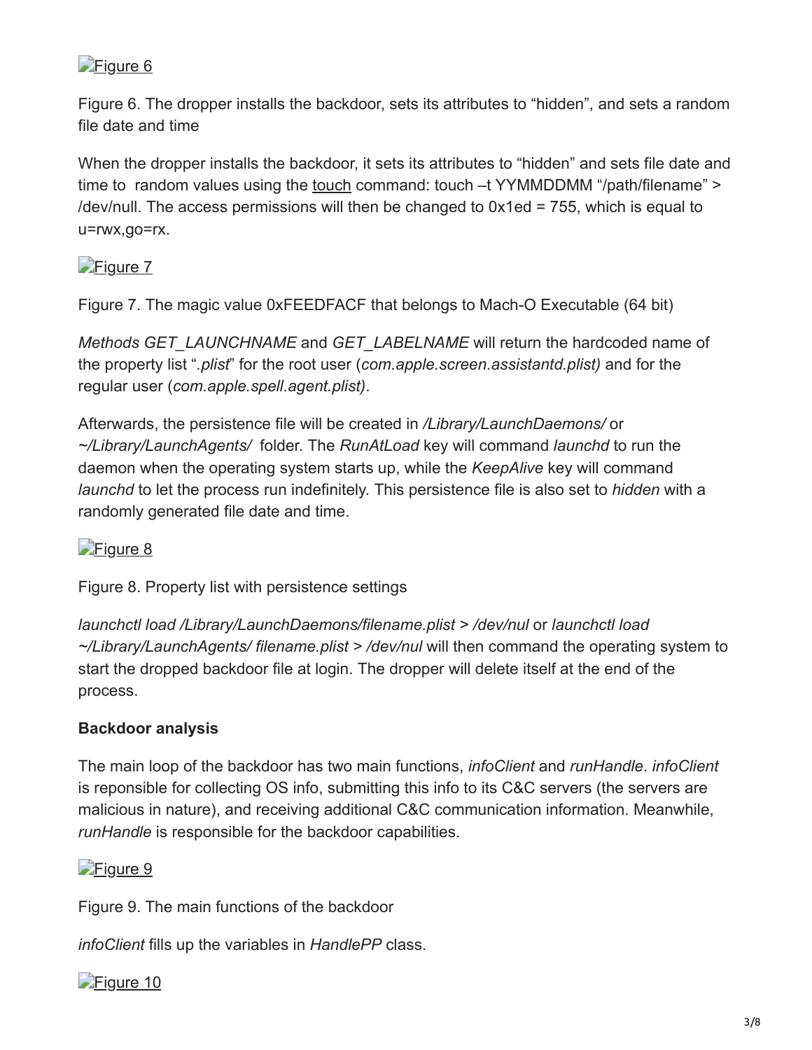[Figure 6]

Figure 6. The dropper installs the backdoor, sets its attributes to "hidden", and sets a random file date and time

When the dropper installs the backdoor, it sets its attributes to "hidden" and sets file date and time to random values using the touch command: touch –t YYMMDDMM "/path/filename" > /dev/null. The access permissions will then be changed to 0x1ed = 755, which is equal to u=rwx,go=rx.

[Figure 7]

Figure 7. The magic value 0xFEEDFACF that belongs to Mach-O Executable (64 bit)

*Methods GET_LAUNCHNAME* and *GET_LABELNAME* will return the hardcoded name of the property list "*.plist*" for the root user (*com.apple.screen.assistantd.plist)* and for the regular user (*com.apple.spell.agent.plist)*.

Afterwards, the persistence file will be created in */Library/LaunchDaemons/* or *~/Library/LaunchAgents/* folder. The *RunAtLoad* key will command *launchd* to run the daemon when the operating system starts up, while the *KeepAlive* key will command *launchd* to let the process run indefinitely. This persistence file is also set to *hidden* with a randomly generated file date and time.

[Figure 8]

Figure 8. Property list with persistence settings

*launchctl load /Library/LaunchDaemons/filename.plist > /dev/nul* or *launchctl load ~/Library/LaunchAgents/ filename.plist > /dev/nul* will then command the operating system to start the dropped backdoor file at login. The dropper will delete itself at the end of the process.

**Backdoor analysis**

The main loop of the backdoor has two main functions, *infoClient* and *runHandle*. *infoClient* is reponsible for collecting OS info, submitting this info to its C&C servers (the servers are malicious in nature), and receiving additional C&C communication information. Meanwhile, *runHandle* is responsible for the backdoor capabilities.

[Figure 9]

Figure 9. The main functions of the backdoor

*infoClient* fills up the variables in *HandlePP* class.

[Figure 10]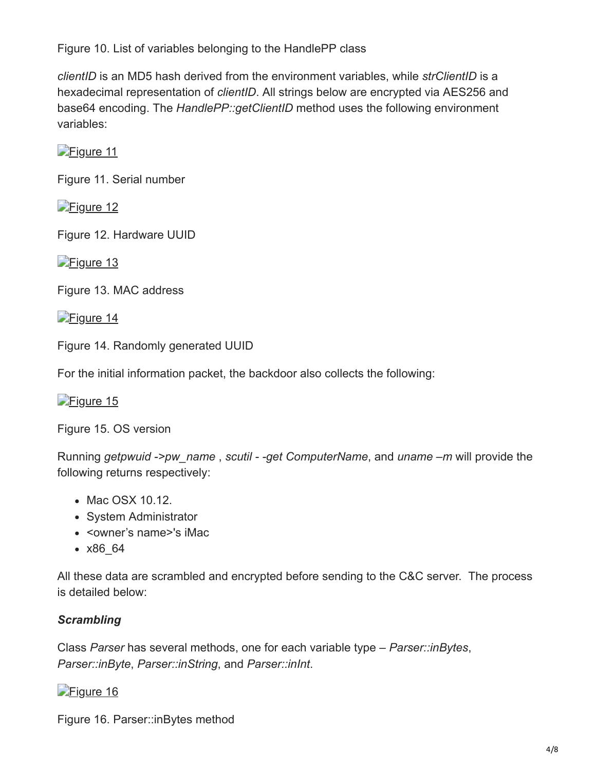Figure 10. List of variables belonging to the HandlePP class

*clientID* is an MD5 hash derived from the environment variables, while *strClientID* is a hexadecimal representation of *clientID*. All strings below are encrypted via AES256 and base64 encoding. The *HandlePP::getClientID* method uses the following environment variables:

[Figure 11]

Figure 11. Serial number

[Figure 12]

Figure 12. Hardware UUID

[Figure 13]

Figure 13. MAC address

[Figure 14]

Figure 14. Randomly generated UUID

For the initial information packet, the backdoor also collects the following:

[Figure 15]

Figure 15. OS version

Running *getpwuid ->pw_name* , *scutil - -get ComputerName*, and *uname –m* will provide the following returns respectively:

- Mac OSX 10.12.
- System Administrator
- <owner's name>'s iMac
- x86_64

All these data are scrambled and encrypted before sending to the C&C server. The process is detailed below:

### ***Scrambling***

Class *Parser* has several methods, one for each variable type – *Parser::inBytes*, *Parser::inByte*, *Parser::inString*, and *Parser::inInt*.

[Figure 16]

Figure 16. Parser::inBytes method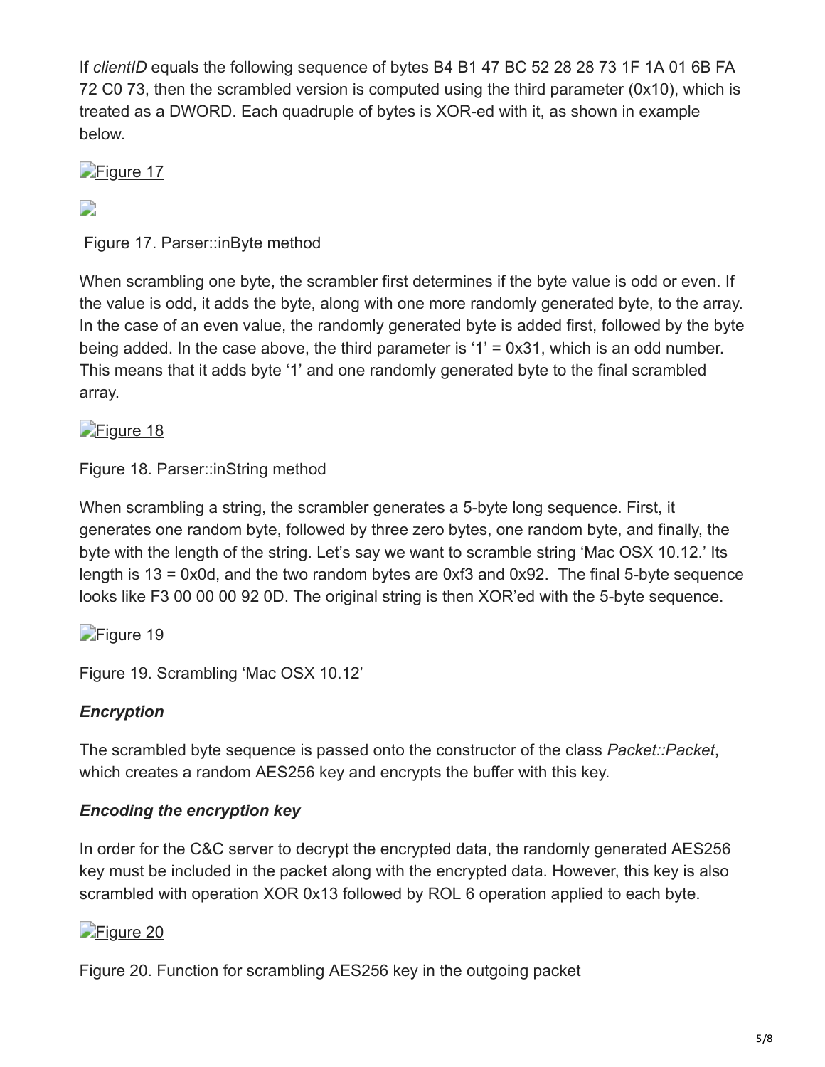If *clientID* equals the following sequence of bytes B4 B1 47 BC 52 28 28 73 1F 1A 01 6B FA 72 C0 73, then the scrambled version is computed using the third parameter (0x10), which is treated as a DWORD. Each quadruple of bytes is XOR-ed with it, as shown in example below.

[Figure 17]

Figure 17. Parser::inByte method

When scrambling one byte, the scrambler first determines if the byte value is odd or even. If the value is odd, it adds the byte, along with one more randomly generated byte, to the array. In the case of an even value, the randomly generated byte is added first, followed by the byte being added. In the case above, the third parameter is '1' = 0x31, which is an odd number. This means that it adds byte '1' and one randomly generated byte to the final scrambled array.

[Figure 18]

Figure 18. Parser::inString method

When scrambling a string, the scrambler generates a 5-byte long sequence. First, it generates one random byte, followed by three zero bytes, one random byte, and finally, the byte with the length of the string. Let's say we want to scramble string 'Mac OSX 10.12.' Its length is 13 = 0x0d, and the two random bytes are 0xf3 and 0x92. The final 5-byte sequence looks like F3 00 00 00 92 0D. The original string is then XOR'ed with the 5-byte sequence.

[Figure 19]

Figure 19. Scrambling 'Mac OSX 10.12'

### *Encryption*

The scrambled byte sequence is passed onto the constructor of the class *Packet::Packet*, which creates a random AES256 key and encrypts the buffer with this key.

### *Encoding the encryption key*

In order for the C&C server to decrypt the encrypted data, the randomly generated AES256 key must be included in the packet along with the encrypted data. However, this key is also scrambled with operation XOR 0x13 followed by ROL 6 operation applied to each byte.

[Figure 20]

Figure 20. Function for scrambling AES256 key in the outgoing packet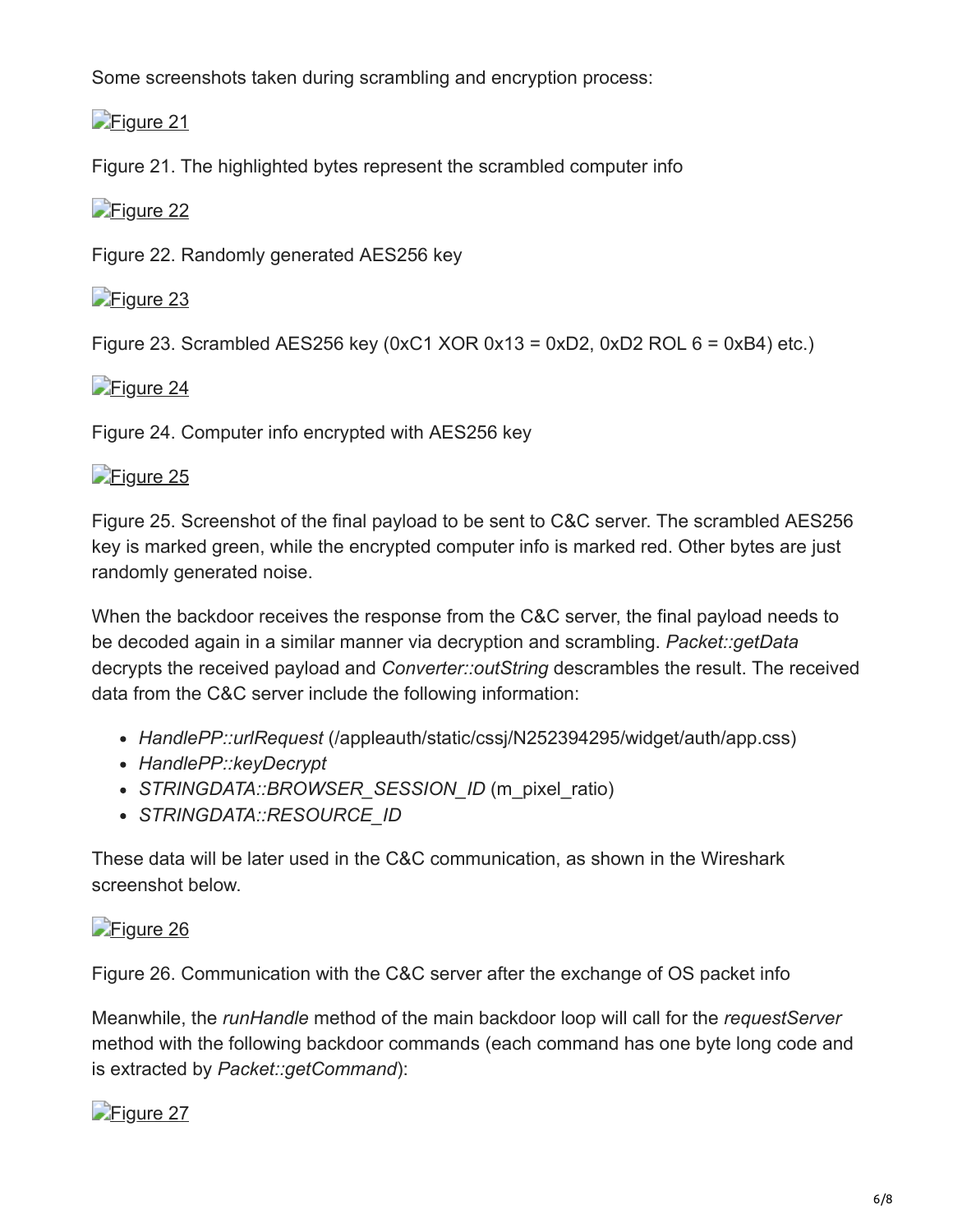Some screenshots taken during scrambling and encryption process:

[Figure 21]

Figure 21. The highlighted bytes represent the scrambled computer info

[Figure 22]

Figure 22. Randomly generated AES256 key

[Figure 23]

Figure 23. Scrambled AES256 key (0xC1 XOR 0x13 = 0xD2, 0xD2 ROL 6 = 0xB4) etc.)

[Figure 24]

Figure 24. Computer info encrypted with AES256 key

[Figure 25]

Figure 25. Screenshot of the final payload to be sent to C&C server. The scrambled AES256 key is marked green, while the encrypted computer info is marked red. Other bytes are just randomly generated noise.

When the backdoor receives the response from the C&C server, the final payload needs to be decoded again in a similar manner via decryption and scrambling. *Packet::getData* decrypts the received payload and *Converter::outString* descrambles the result. The received data from the C&C server include the following information:

- *HandlePP::urlRequest* (/appleauth/static/cssj/N252394295/widget/auth/app.css)
- *HandlePP::keyDecrypt*
- *STRINGDATA::BROWSER_SESSION_ID* (m_pixel_ratio)
- *STRINGDATA::RESOURCE_ID*

These data will be later used in the C&C communication, as shown in the Wireshark screenshot below.

[Figure 26]

Figure 26. Communication with the C&C server after the exchange of OS packet info

Meanwhile, the *runHandle* method of the main backdoor loop will call for the *requestServer* method with the following backdoor commands (each command has one byte long code and is extracted by *Packet::getCommand*):

[Figure 27]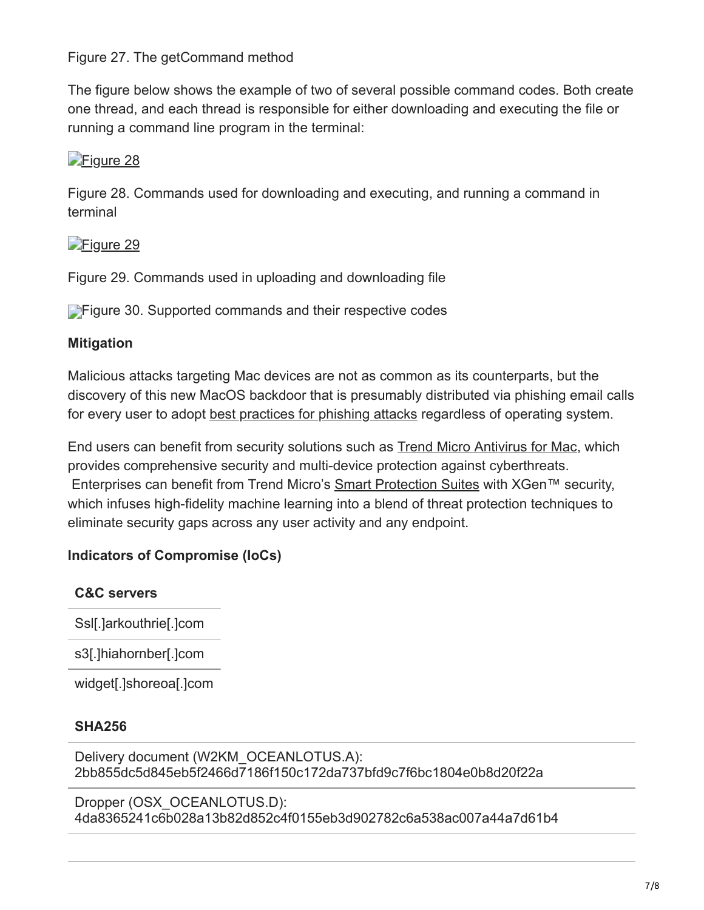Figure 27. The getCommand method

The figure below shows the example of two of several possible command codes. Both create one thread, and each thread is responsible for either downloading and executing the file or running a command line program in the terminal:

[Figure 28]

Figure 28. Commands used for downloading and executing, and running a command in terminal

[Figure 29]

Figure 29. Commands used in uploading and downloading file

Figure 30. Supported commands and their respective codes

**Mitigation**

Malicious attacks targeting Mac devices are not as common as its counterparts, but the discovery of this new MacOS backdoor that is presumably distributed via phishing email calls for every user to adopt best practices for phishing attacks regardless of operating system.

End users can benefit from security solutions such as Trend Micro Antivirus for Mac, which provides comprehensive security and multi-device protection against cyberthreats. Enterprises can benefit from Trend Micro's Smart Protection Suites with XGen™ security, which infuses high-fidelity machine learning into a blend of threat protection techniques to eliminate security gaps across any user activity and any endpoint.

**Indicators of Compromise (IoCs)**

| C&C servers |
| --- |
| Ssl[.]arkouthrie[.]com |
| s3[.]hiahornber[.]com |
| widget[.]shoreoa[.]com |

| SHA256 |
| --- |
| Delivery document (W2KM_OCEANLOTUS.A): 2bb855dc5d845eb5f2466d7186f150c172da737bfd9c7f6bc1804e0b8d20f22a |
| Dropper (OSX_OCEANLOTUS.D): 4da8365241c6b028a13b82d852c4f0155eb3d902782c6a538ac007a44a7d61b4 |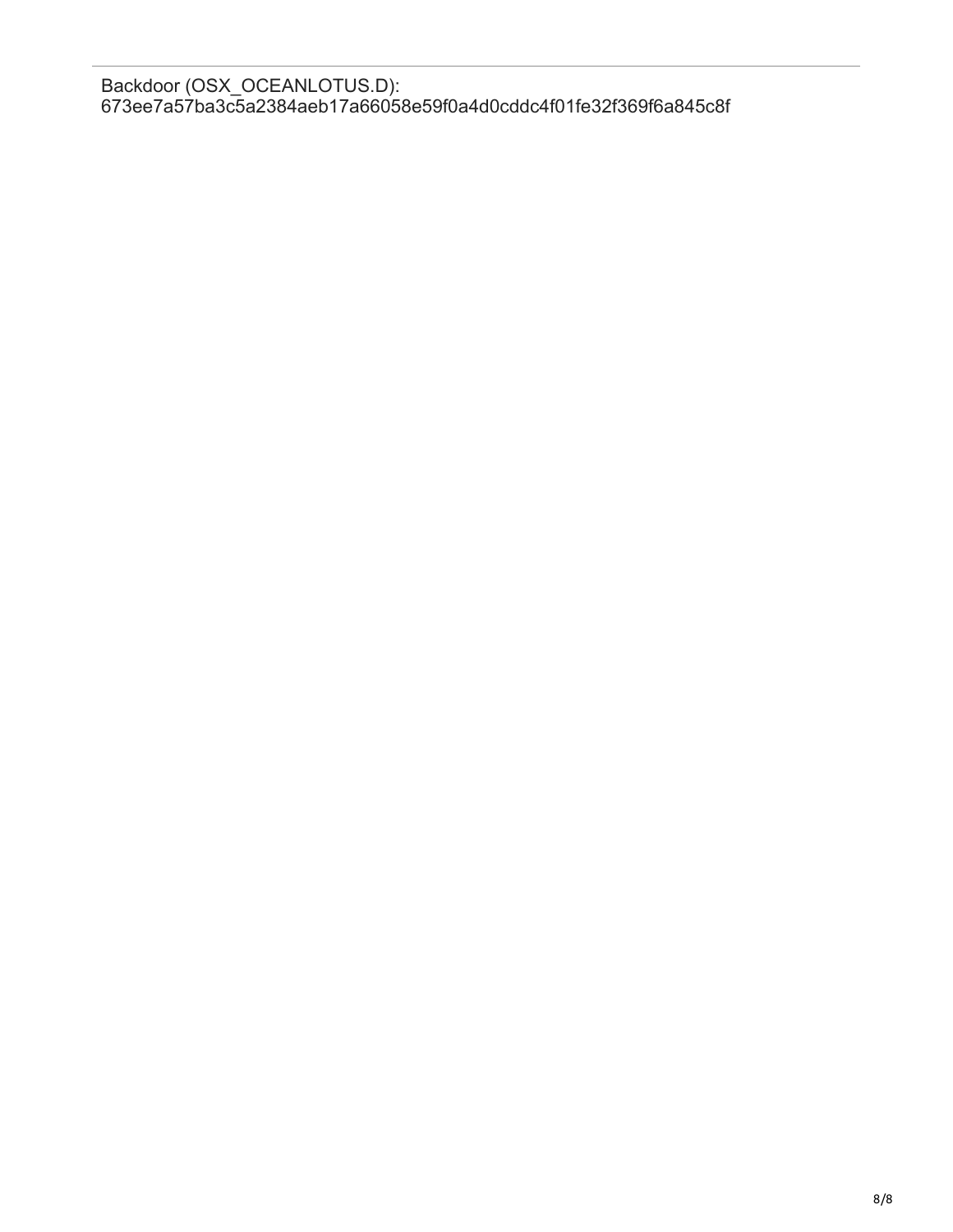Backdoor (OSX_OCEANLOTUS.D):
673ee7a57ba3c5a2384aeb17a66058e59f0a4d0cddc4f01fe32f369f6a845c8f